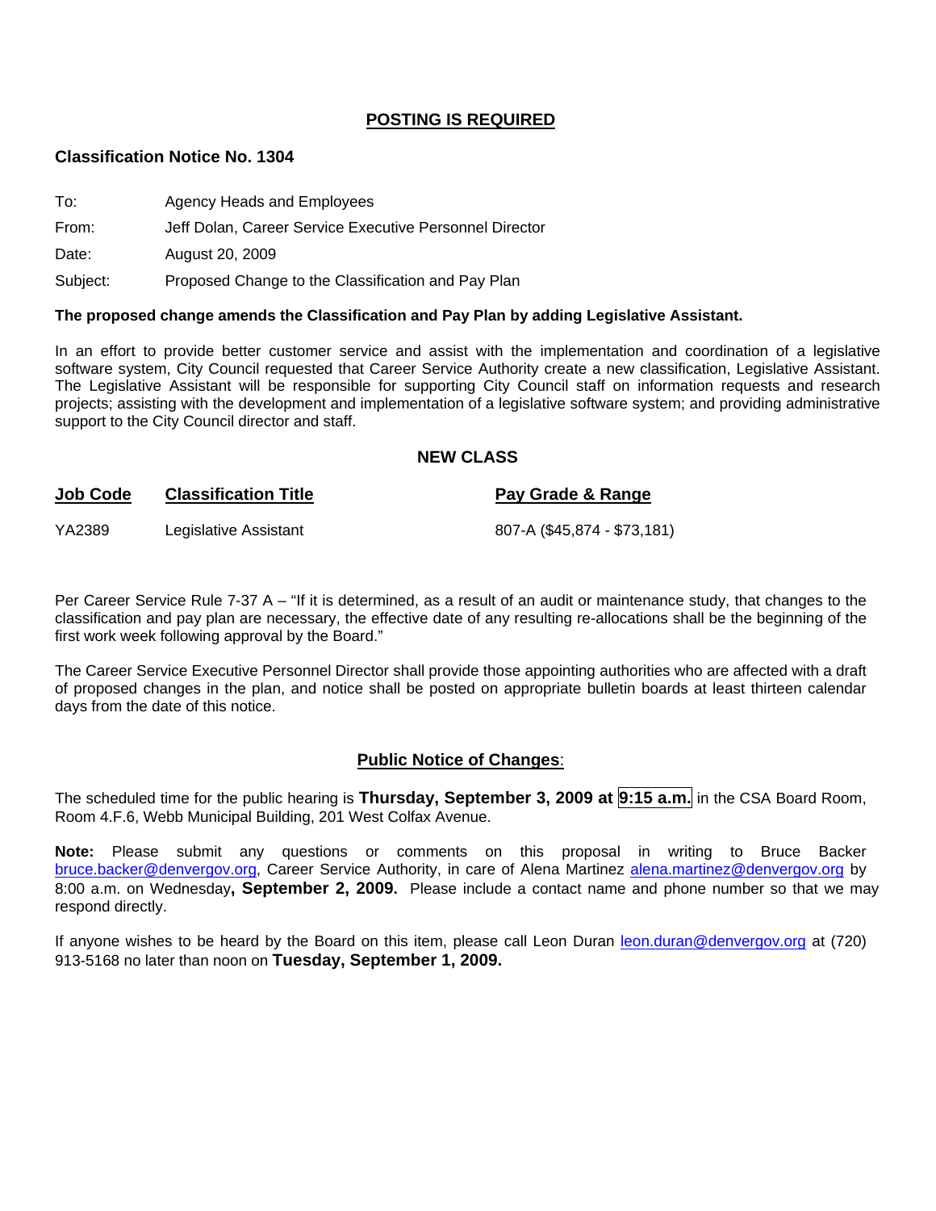## POSTING IS REQUIRED

### Classification Notice No. 1304

To: Agency Heads and Employees

From: Jeff Dolan, Career Service Executive Personnel Director

Date: August 20, 2009

Subject: Proposed Change to the Classification and Pay Plan

**The proposed change amends the Classification and Pay Plan by adding Legislative Assistant.**

In an effort to provide better customer service and assist with the implementation and coordination of a legislative software system, City Council requested that Career Service Authority create a new classification, Legislative Assistant. The Legislative Assistant will be responsible for supporting City Council staff on information requests and research projects; assisting with the development and implementation of a legislative software system; and providing administrative support to the City Council director and staff.

### NEW CLASS

| Job Code | Classification Title | Pay Grade & Range |
|---|---|---|
| YA2389 | Legislative Assistant | 807-A ($45,874 - $73,181) |

Per Career Service Rule 7-37 A – "If it is determined, as a result of an audit or maintenance study, that changes to the classification and pay plan are necessary, the effective date of any resulting re-allocations shall be the beginning of the first work week following approval by the Board."

The Career Service Executive Personnel Director shall provide those appointing authorities who are affected with a draft of proposed changes in the plan, and notice shall be posted on appropriate bulletin boards at least thirteen calendar days from the date of this notice.

### Public Notice of Changes:

The scheduled time for the public hearing is **Thursday, September 3, 2009 at 9:15 a.m.** in the CSA Board Room, Room 4.F.6, Webb Municipal Building, 201 West Colfax Avenue.

**Note:** Please submit any questions or comments on this proposal in writing to Bruce Backer bruce.backer@denvergov.org, Career Service Authority, in care of Alena Martinez alena.martinez@denvergov.org by 8:00 a.m. on Wednesday**, September 2, 2009.** Please include a contact name and phone number so that we may respond directly.

If anyone wishes to be heard by the Board on this item, please call Leon Duran leon.duran@denvergov.org at (720) 913-5168 no later than noon on **Tuesday, September 1, 2009.**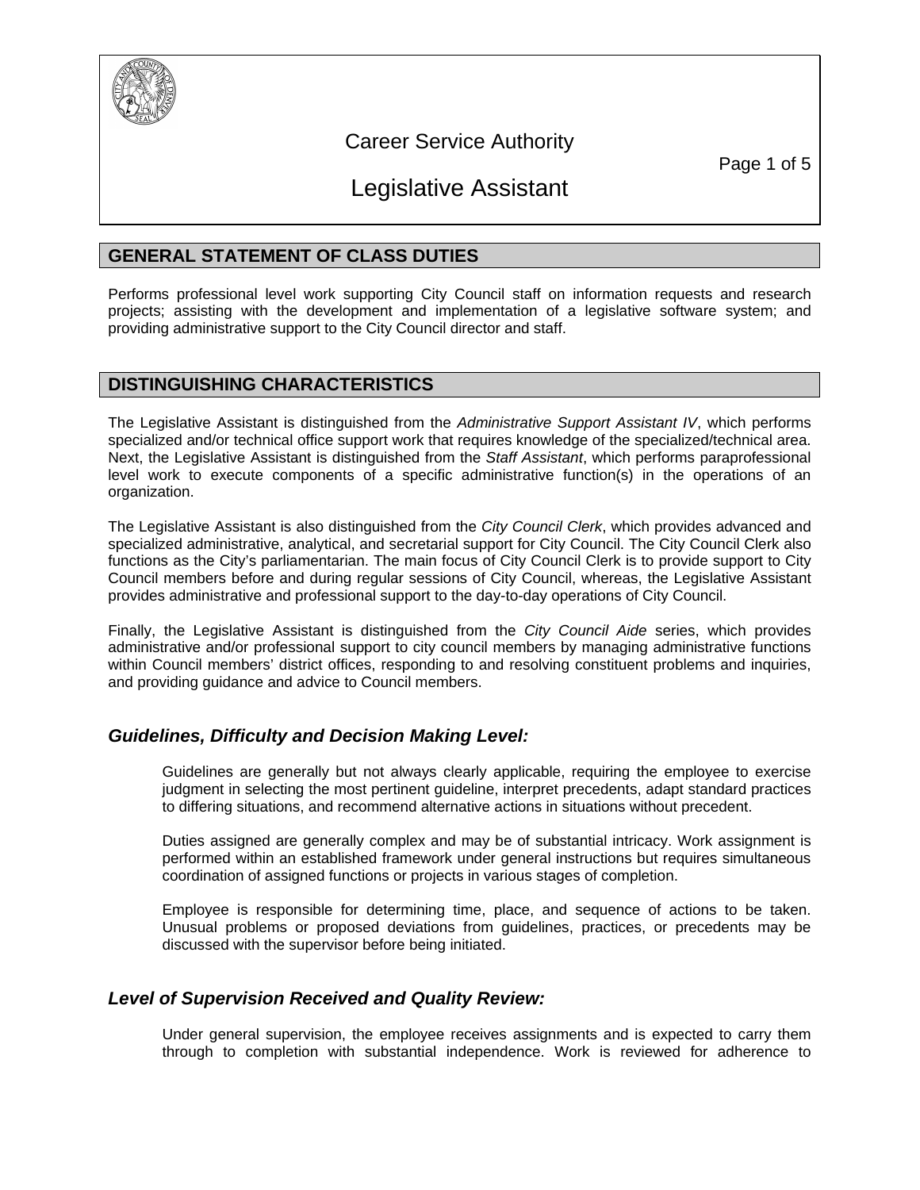# Career Service Authority

# Legislative Assistant

## GENERAL STATEMENT OF CLASS DUTIES

Performs professional level work supporting City Council staff on information requests and research projects; assisting with the development and implementation of a legislative software system; and providing administrative support to the City Council director and staff.

## DISTINGUISHING CHARACTERISTICS

The Legislative Assistant is distinguished from the *Administrative Support Assistant IV*, which performs specialized and/or technical office support work that requires knowledge of the specialized/technical area. Next, the Legislative Assistant is distinguished from the *Staff Assistant*, which performs paraprofessional level work to execute components of a specific administrative function(s) in the operations of an organization.

The Legislative Assistant is also distinguished from the *City Council Clerk*, which provides advanced and specialized administrative, analytical, and secretarial support for City Council. The City Council Clerk also functions as the City's parliamentarian. The main focus of City Council Clerk is to provide support to City Council members before and during regular sessions of City Council, whereas, the Legislative Assistant provides administrative and professional support to the day-to-day operations of City Council.

Finally, the Legislative Assistant is distinguished from the *City Council Aide* series, which provides administrative and/or professional support to city council members by managing administrative functions within Council members' district offices, responding to and resolving constituent problems and inquiries, and providing guidance and advice to Council members.

### *Guidelines, Difficulty and Decision Making Level:*

Guidelines are generally but not always clearly applicable, requiring the employee to exercise judgment in selecting the most pertinent guideline, interpret precedents, adapt standard practices to differing situations, and recommend alternative actions in situations without precedent.

Duties assigned are generally complex and may be of substantial intricacy. Work assignment is performed within an established framework under general instructions but requires simultaneous coordination of assigned functions or projects in various stages of completion.

Employee is responsible for determining time, place, and sequence of actions to be taken. Unusual problems or proposed deviations from guidelines, practices, or precedents may be discussed with the supervisor before being initiated.

### *Level of Supervision Received and Quality Review:*

Under general supervision, the employee receives assignments and is expected to carry them through to completion with substantial independence. Work is reviewed for adherence to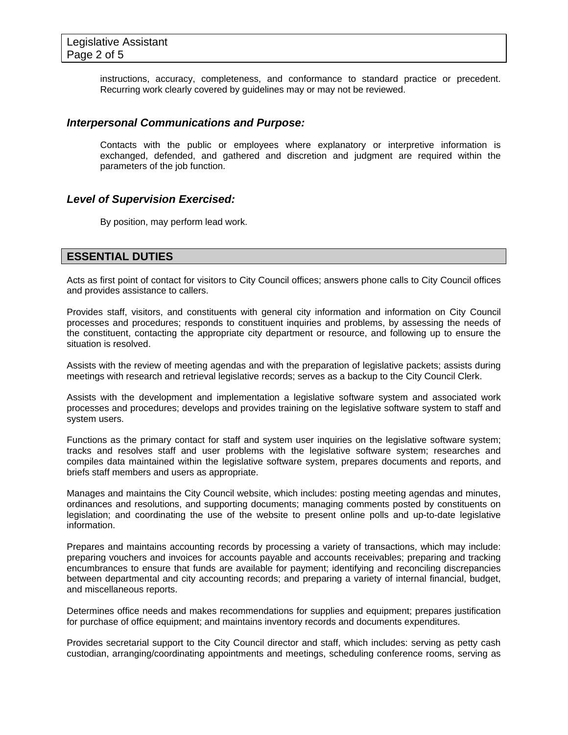instructions, accuracy, completeness, and conformance to standard practice or precedent. Recurring work clearly covered by guidelines may or may not be reviewed.

### *Interpersonal Communications and Purpose:*

Contacts with the public or employees where explanatory or interpretive information is exchanged, defended, and gathered and discretion and judgment are required within the parameters of the job function.

### *Level of Supervision Exercised:*

By position, may perform lead work.

## ESSENTIAL DUTIES

Acts as first point of contact for visitors to City Council offices; answers phone calls to City Council offices and provides assistance to callers.

Provides staff, visitors, and constituents with general city information and information on City Council processes and procedures; responds to constituent inquiries and problems, by assessing the needs of the constituent, contacting the appropriate city department or resource, and following up to ensure the situation is resolved.

Assists with the review of meeting agendas and with the preparation of legislative packets; assists during meetings with research and retrieval legislative records; serves as a backup to the City Council Clerk.

Assists with the development and implementation a legislative software system and associated work processes and procedures; develops and provides training on the legislative software system to staff and system users.

Functions as the primary contact for staff and system user inquiries on the legislative software system; tracks and resolves staff and user problems with the legislative software system; researches and compiles data maintained within the legislative software system, prepares documents and reports, and briefs staff members and users as appropriate.

Manages and maintains the City Council website, which includes: posting meeting agendas and minutes, ordinances and resolutions, and supporting documents; managing comments posted by constituents on legislation; and coordinating the use of the website to present online polls and up-to-date legislative information.

Prepares and maintains accounting records by processing a variety of transactions, which may include: preparing vouchers and invoices for accounts payable and accounts receivables; preparing and tracking encumbrances to ensure that funds are available for payment; identifying and reconciling discrepancies between departmental and city accounting records; and preparing a variety of internal financial, budget, and miscellaneous reports.

Determines office needs and makes recommendations for supplies and equipment; prepares justification for purchase of office equipment; and maintains inventory records and documents expenditures.

Provides secretarial support to the City Council director and staff, which includes: serving as petty cash custodian, arranging/coordinating appointments and meetings, scheduling conference rooms, serving as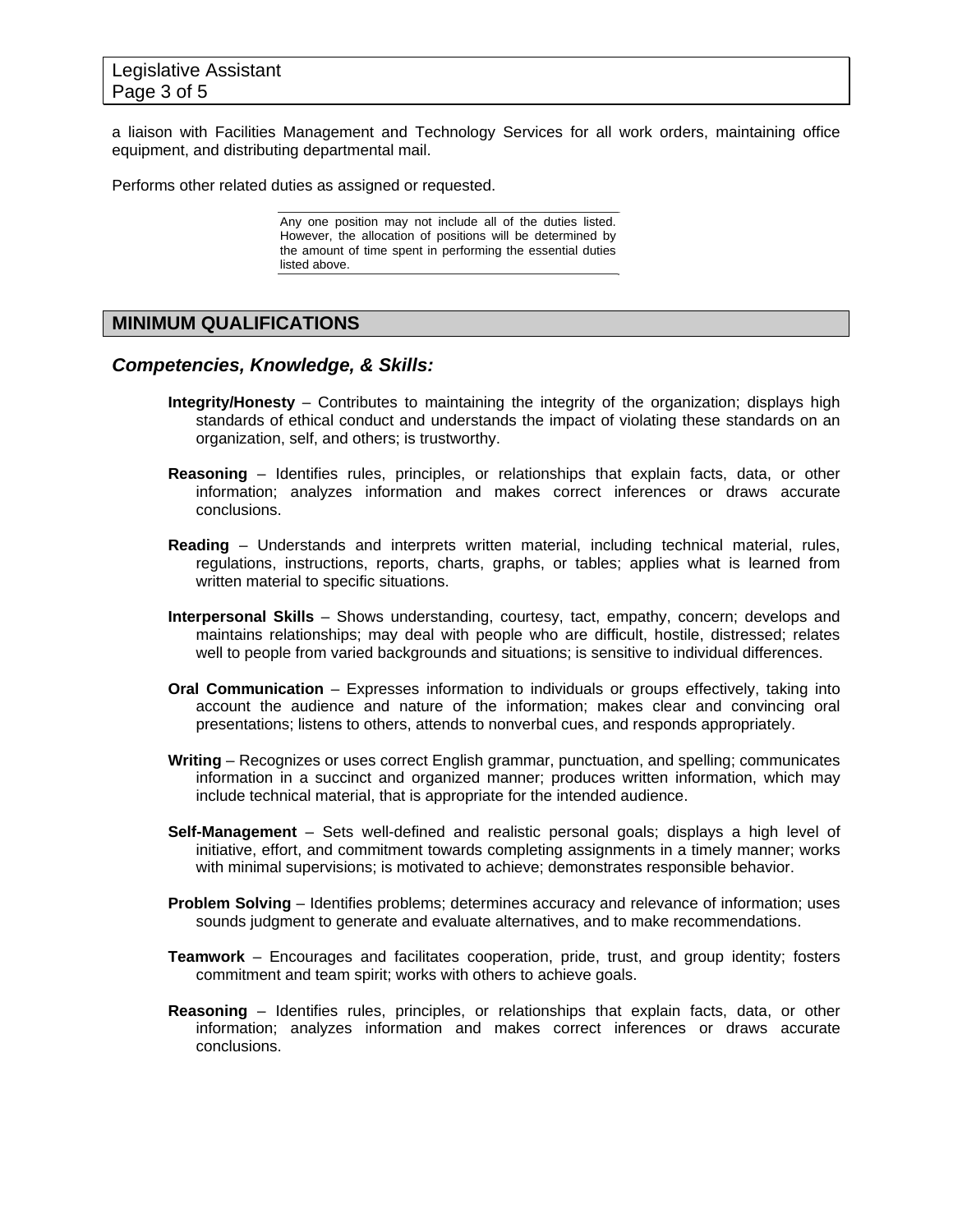a liaison with Facilities Management and Technology Services for all work orders, maintaining office equipment, and distributing departmental mail.

Performs other related duties as assigned or requested.

> Any one position may not include all of the duties listed. However, the allocation of positions will be determined by the amount of time spent in performing the essential duties listed above.

## MINIMUM QUALIFICATIONS

### *Competencies, Knowledge, & Skills:*

**Integrity/Honesty** – Contributes to maintaining the integrity of the organization; displays high standards of ethical conduct and understands the impact of violating these standards on an organization, self, and others; is trustworthy.

**Reasoning** – Identifies rules, principles, or relationships that explain facts, data, or other information; analyzes information and makes correct inferences or draws accurate conclusions.

**Reading** – Understands and interprets written material, including technical material, rules, regulations, instructions, reports, charts, graphs, or tables; applies what is learned from written material to specific situations.

**Interpersonal Skills** – Shows understanding, courtesy, tact, empathy, concern; develops and maintains relationships; may deal with people who are difficult, hostile, distressed; relates well to people from varied backgrounds and situations; is sensitive to individual differences.

**Oral Communication** – Expresses information to individuals or groups effectively, taking into account the audience and nature of the information; makes clear and convincing oral presentations; listens to others, attends to nonverbal cues, and responds appropriately.

**Writing** – Recognizes or uses correct English grammar, punctuation, and spelling; communicates information in a succinct and organized manner; produces written information, which may include technical material, that is appropriate for the intended audience.

**Self-Management** – Sets well-defined and realistic personal goals; displays a high level of initiative, effort, and commitment towards completing assignments in a timely manner; works with minimal supervisions; is motivated to achieve; demonstrates responsible behavior.

**Problem Solving** – Identifies problems; determines accuracy and relevance of information; uses sounds judgment to generate and evaluate alternatives, and to make recommendations.

**Teamwork** – Encourages and facilitates cooperation, pride, trust, and group identity; fosters commitment and team spirit; works with others to achieve goals.

**Reasoning** – Identifies rules, principles, or relationships that explain facts, data, or other information; analyzes information and makes correct inferences or draws accurate conclusions.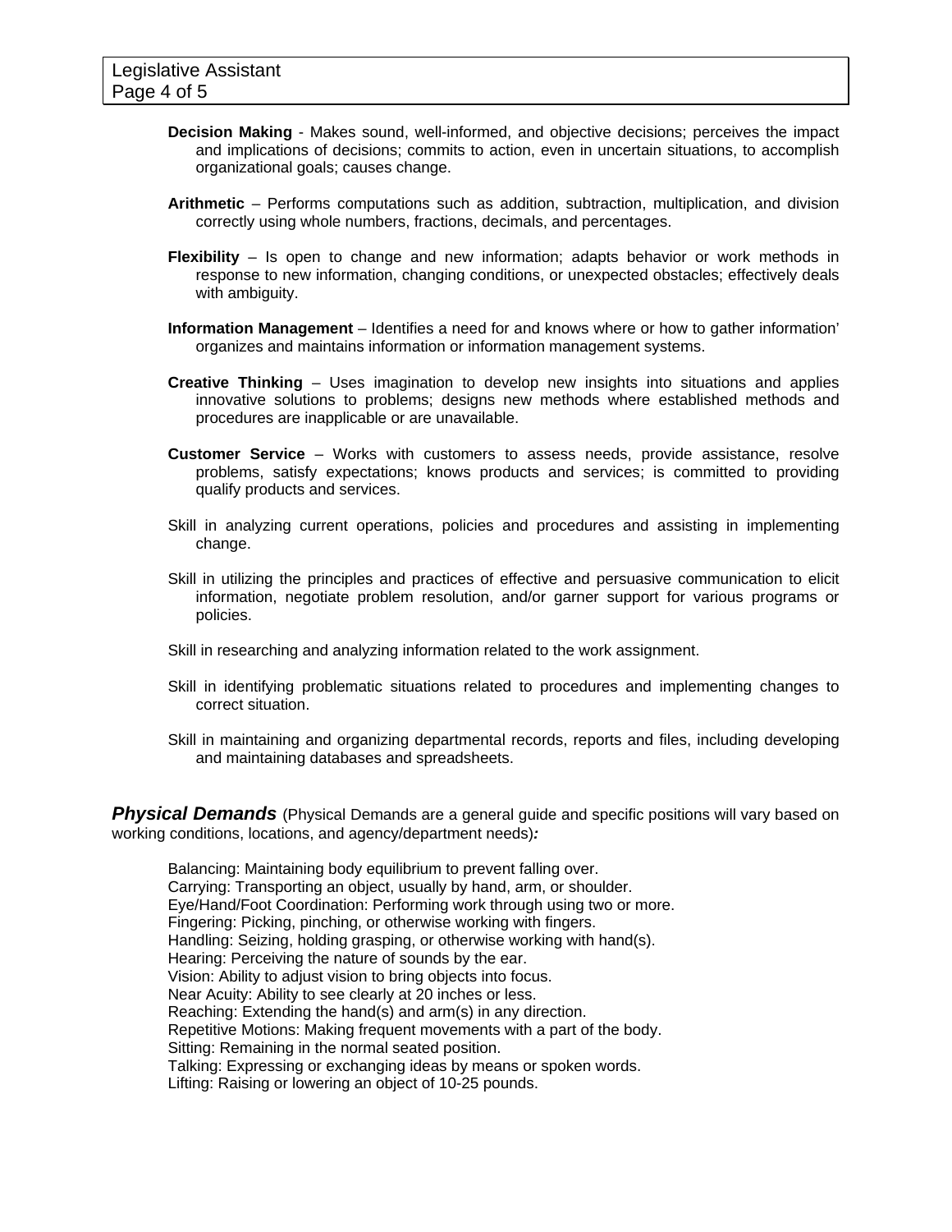**Decision Making** - Makes sound, well-informed, and objective decisions; perceives the impact and implications of decisions; commits to action, even in uncertain situations, to accomplish organizational goals; causes change.

**Arithmetic** – Performs computations such as addition, subtraction, multiplication, and division correctly using whole numbers, fractions, decimals, and percentages.

**Flexibility** – Is open to change and new information; adapts behavior or work methods in response to new information, changing conditions, or unexpected obstacles; effectively deals with ambiguity.

**Information Management** – Identifies a need for and knows where or how to gather information' organizes and maintains information or information management systems.

**Creative Thinking** – Uses imagination to develop new insights into situations and applies innovative solutions to problems; designs new methods where established methods and procedures are inapplicable or are unavailable.

**Customer Service** – Works with customers to assess needs, provide assistance, resolve problems, satisfy expectations; knows products and services; is committed to providing qualify products and services.

Skill in analyzing current operations, policies and procedures and assisting in implementing change.

Skill in utilizing the principles and practices of effective and persuasive communication to elicit information, negotiate problem resolution, and/or garner support for various programs or policies.

Skill in researching and analyzing information related to the work assignment.

Skill in identifying problematic situations related to procedures and implementing changes to correct situation.

Skill in maintaining and organizing departmental records, reports and files, including developing and maintaining databases and spreadsheets.

***Physical Demands*** (Physical Demands are a general guide and specific positions will vary based on working conditions, locations, and agency/department needs)***:***

Balancing: Maintaining body equilibrium to prevent falling over.
Carrying: Transporting an object, usually by hand, arm, or shoulder.
Eye/Hand/Foot Coordination: Performing work through using two or more.
Fingering: Picking, pinching, or otherwise working with fingers.
Handling: Seizing, holding grasping, or otherwise working with hand(s).
Hearing: Perceiving the nature of sounds by the ear.
Vision: Ability to adjust vision to bring objects into focus.
Near Acuity: Ability to see clearly at 20 inches or less.
Reaching: Extending the hand(s) and arm(s) in any direction.
Repetitive Motions: Making frequent movements with a part of the body.
Sitting: Remaining in the normal seated position.
Talking: Expressing or exchanging ideas by means or spoken words.
Lifting: Raising or lowering an object of 10-25 pounds.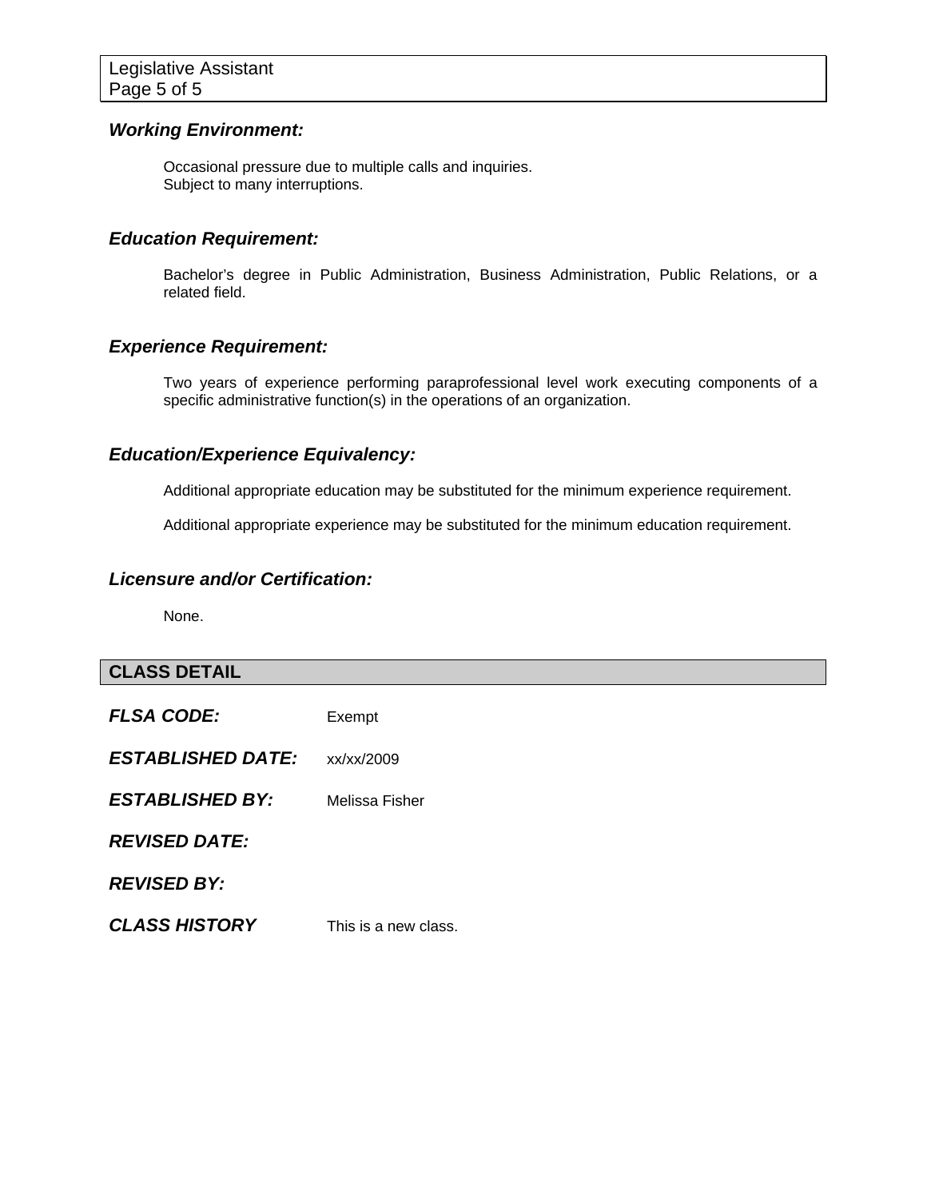### *Working Environment:*

Occasional pressure due to multiple calls and inquiries.
Subject to many interruptions.

### *Education Requirement:*

Bachelor's degree in Public Administration, Business Administration, Public Relations, or a related field.

### *Experience Requirement:*

Two years of experience performing paraprofessional level work executing components of a specific administrative function(s) in the operations of an organization.

### *Education/Experience Equivalency:*

Additional appropriate education may be substituted for the minimum experience requirement.

Additional appropriate experience may be substituted for the minimum education requirement.

### *Licensure and/or Certification:*

None.

## CLASS DETAIL

***FLSA CODE:*** Exempt

***ESTABLISHED DATE:*** xx/xx/2009

***ESTABLISHED BY:*** Melissa Fisher

***REVISED DATE:***

***REVISED BY:***

***CLASS HISTORY*** This is a new class.